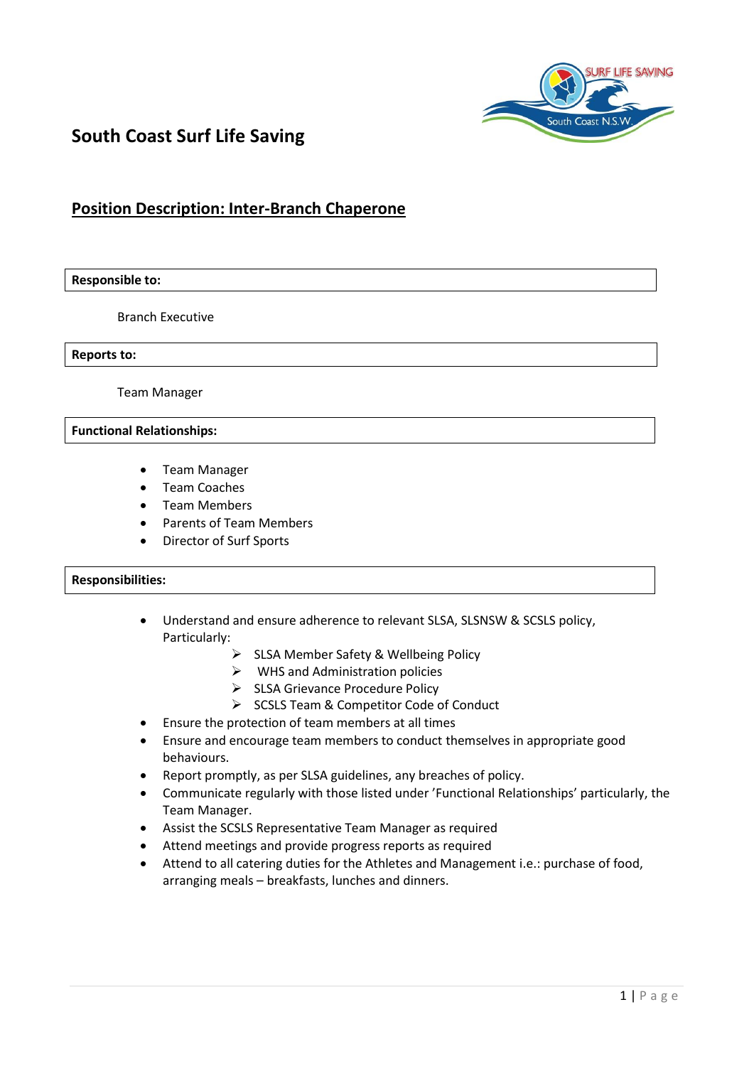# South Coast Surf Life Saving

## Position Description: Inter-Branch Chaperone

**Responsible to:**

Branch Executive

**Reports to:**

Team Manager

**Functional Relationships:**

- Team Manager
- Team Coaches
- Team Members
- Parents of Team Members
- Director of Surf Sports

**Responsibilities:**

- Understand and ensure adherence to relevant SLSA, SLSNSW & SCSLS policy, Particularly:
  - SLSA Member Safety & Wellbeing Policy
  - WHS and Administration policies
  - SLSA Grievance Procedure Policy
  - SCSLS Team & Competitor Code of Conduct
- Ensure the protection of team members at all times
- Ensure and encourage team members to conduct themselves in appropriate good behaviours.
- Report promptly, as per SLSA guidelines, any breaches of policy.
- Communicate regularly with those listed under 'Functional Relationships' particularly, the Team Manager.
- Assist the SCSLS Representative Team Manager as required
- Attend meetings and provide progress reports as required
- Attend to all catering duties for the Athletes and Management i.e.: purchase of food, arranging meals – breakfasts, lunches and dinners.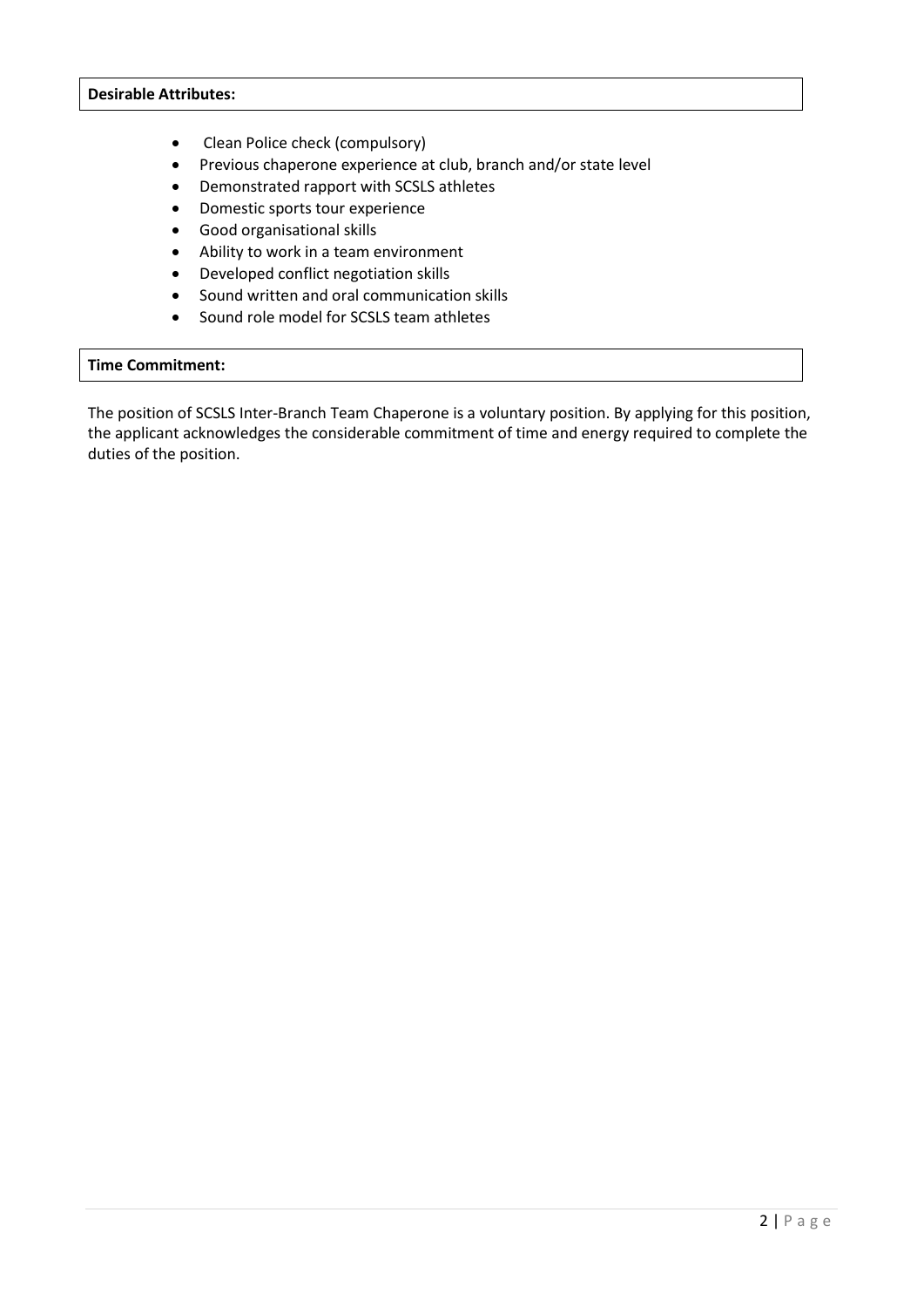**Desirable Attributes:**

- Clean Police check (compulsory)
- Previous chaperone experience at club, branch and/or state level
- Demonstrated rapport with SCSLS athletes
- Domestic sports tour experience
- Good organisational skills
- Ability to work in a team environment
- Developed conflict negotiation skills
- Sound written and oral communication skills
- Sound role model for SCSLS team athletes

**Time Commitment:**

The position of SCSLS Inter-Branch Team Chaperone is a voluntary position. By applying for this position, the applicant acknowledges the considerable commitment of time and energy required to complete the duties of the position.